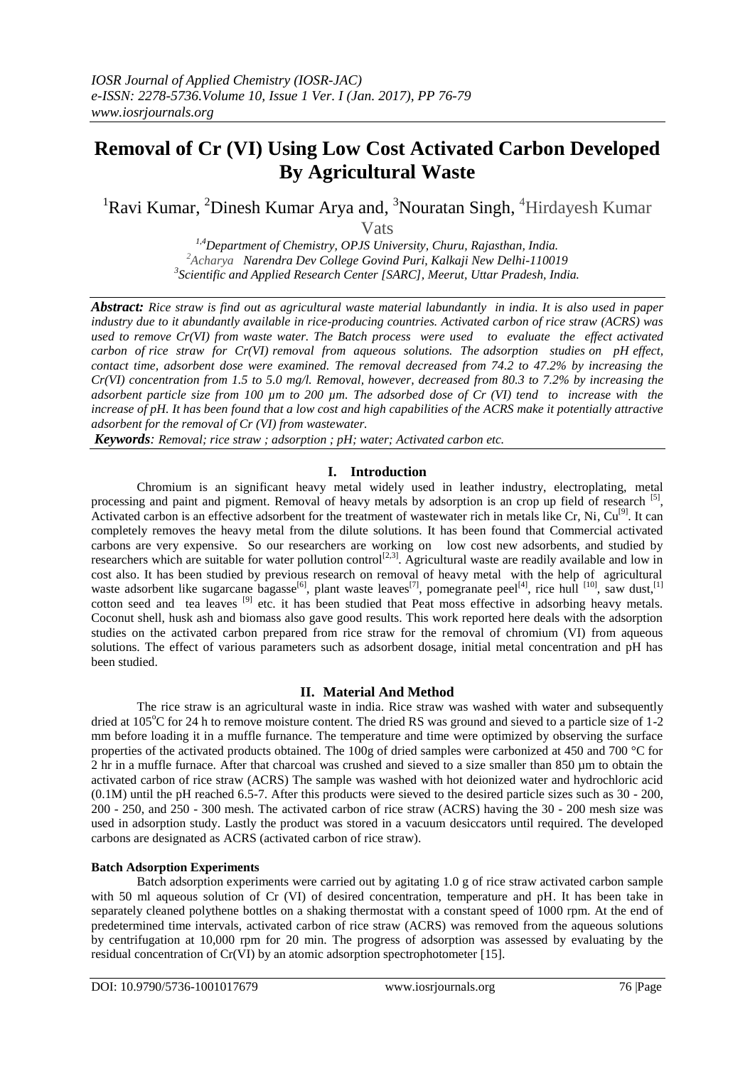# Removal of Cr (VI) Using Low Cost Activated Carbon Developed By Agricultural Waste

[1]Ravi Kumar, [2]Dinesh Kumar Arya and, [3]Nouratan Singh, [4]Hirdayesh Kumar Vats

[1,4]Department of Chemistry, OPJS University, Churu, Rajasthan, India.
[2]Acharya Narendra Dev College Govind Puri, Kalkaji New Delhi-110019
[3]Scientific and Applied Research Center [SARC], Meerut, Uttar Pradesh, India.

***Abstract:*** *Rice straw is find out as agricultural waste material labundantly in india. It is also used in paper industry due to it abundantly available in rice-producing countries. Activated carbon of rice straw (ACRS) was used to remove Cr(VI) from waste water. The Batch process were used to evaluate the effect activated carbon of rice straw for Cr(VI) removal from aqueous solutions. The adsorption studies on pH effect, contact time, adsorbent dose were examined. The removal decreased from 74.2 to 47.2% by increasing the Cr(VI) concentration from 1.5 to 5.0 mg/l. Removal, however, decreased from 80.3 to 7.2% by increasing the adsorbent particle size from 100 μm to 200 μm. The adsorbed dose of Cr (VI) tend to increase with the increase of pH. It has been found that a low cost and high capabilities of the ACRS make it potentially attractive adsorbent for the removal of Cr (VI) from wastewater.*

***Keywords****: Removal; rice straw ; adsorption ; pH; water; Activated carbon etc.*

## I. Introduction

Chromium is an significant heavy metal widely used in leather industry, electroplating, metal processing and paint and pigment. Removal of heavy metals by adsorption is an crop up field of research [5], Activated carbon is an effective adsorbent for the treatment of wastewater rich in metals like Cr, Ni, Cu[9]. It can completely removes the heavy metal from the dilute solutions. It has been found that Commercial activated carbons are very expensive. So our researchers are working on low cost new adsorbents, and studied by researchers which are suitable for water pollution control[2,3]. Agricultural waste are readily available and low in cost also. It has been studied by previous research on removal of heavy metal with the help of agricultural waste adsorbent like sugarcane bagasse[6], plant waste leaves[7], pomegranate peel[4], rice hull [10], saw dust,[1] cotton seed and tea leaves [9] etc. it has been studied that Peat moss effective in adsorbing heavy metals. Coconut shell, husk ash and biomass also gave good results. This work reported here deals with the adsorption studies on the activated carbon prepared from rice straw for the removal of chromium (VI) from aqueous solutions. The effect of various parameters such as adsorbent dosage, initial metal concentration and pH has been studied.

## II. Material And Method

The rice straw is an agricultural waste in india. Rice straw was washed with water and subsequently dried at 105°C for 24 h to remove moisture content. The dried RS was ground and sieved to a particle size of 1-2 mm before loading it in a muffle furnance. The temperature and time were optimized by observing the surface properties of the activated products obtained. The 100g of dried samples were carbonized at 450 and 700 °C for 2 hr in a muffle furnace. After that charcoal was crushed and sieved to a size smaller than 850 μm to obtain the activated carbon of rice straw (ACRS) The sample was washed with hot deionized water and hydrochloric acid (0.1M) until the pH reached 6.5-7. After this products were sieved to the desired particle sizes such as 30 - 200, 200 - 250, and 250 - 300 mesh. The activated carbon of rice straw (ACRS) having the 30 - 200 mesh size was used in adsorption study. Lastly the product was stored in a vacuum desiccators until required. The developed carbons are designated as ACRS (activated carbon of rice straw).

### Batch Adsorption Experiments

Batch adsorption experiments were carried out by agitating 1.0 g of rice straw activated carbon sample with 50 ml aqueous solution of Cr (VI) of desired concentration, temperature and pH. It has been take in separately cleaned polythene bottles on a shaking thermostat with a constant speed of 1000 rpm. At the end of predetermined time intervals, activated carbon of rice straw (ACRS) was removed from the aqueous solutions by centrifugation at 10,000 rpm for 20 min. The progress of adsorption was assessed by evaluating by the residual concentration of Cr(VI) by an atomic adsorption spectrophotometer [15].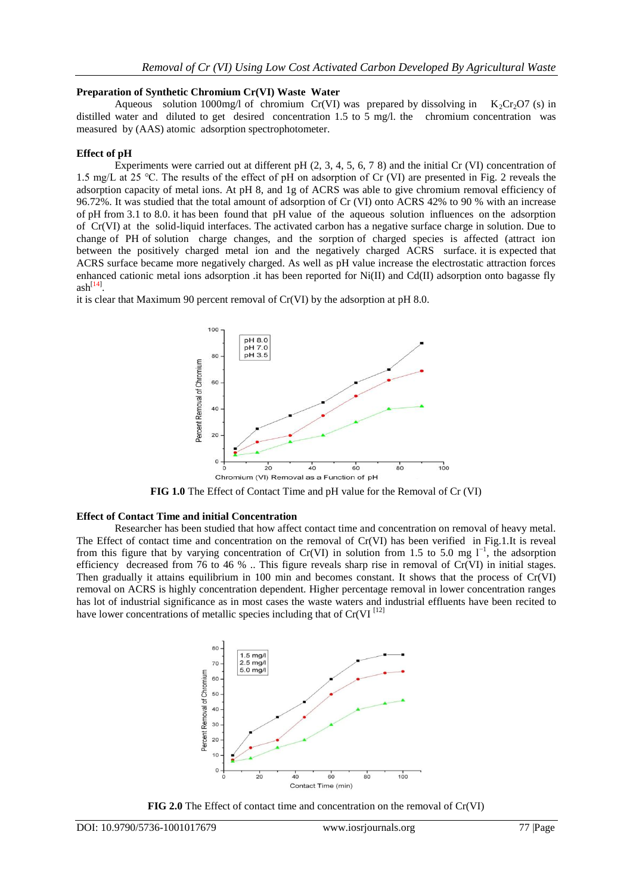### Preparation of Synthetic Chromium Cr(VI) Waste Water

Aqueous solution 1000mg/l of chromium Cr(VI) was prepared by dissolving in $K_2Cr_2O7$ (s) in distilled water and diluted to get desired concentration 1.5 to 5 mg/l. the chromium concentration was measured by (AAS) atomic adsorption spectrophotometer.

### Effect of pH

Experiments were carried out at different pH (2, 3, 4, 5, 6, 7 8) and the initial Cr (VI) concentration of 1.5 mg/L at 25 ℃. The results of the effect of pH on adsorption of Cr (VI) are presented in Fig. 2 reveals the adsorption capacity of metal ions. At pH 8, and 1g of ACRS was able to give chromium removal efficiency of 96.72%. It was studied that the total amount of adsorption of Cr (VI) onto ACRS 42% to 90 % with an increase of pH from 3.1 to 8.0. it has been found that pH value of the aqueous solution influences on the adsorption of Cr(VI) at the solid-liquid interfaces. The activated carbon has a negative surface charge in solution. Due to change of PH of solution charge changes, and the sorption of charged species is affected (attract ion between the positively charged metal ion and the negatively charged ACRS surface. it is expected that ACRS surface became more negatively charged. As well as pH value increase the electrostatic attraction forces enhanced cationic metal ions adsorption .it has been reported for Ni(II) and Cd(II) adsorption onto bagasse fly ash[14].

it is clear that Maximum 90 percent removal of Cr(VI) by the adsorption at pH 8.0.

**FIG 1.0** The Effect of Contact Time and pH value for the Removal of Cr (VI)

### Effect of Contact Time and initial Concentration

Researcher has been studied that how affect contact time and concentration on removal of heavy metal. The Effect of contact time and concentration on the removal of Cr(VI) has been verified in Fig.1.It is reveal from this figure that by varying concentration of Cr(VI) in solution from 1.5 to 5.0 mg $l^{-1}$, the adsorption efficiency decreased from 76 to 46 % .. This figure reveals sharp rise in removal of Cr(VI) in initial stages. Then gradually it attains equilibrium in 100 min and becomes constant. It shows that the process of Cr(VI) removal on ACRS is highly concentration dependent. Higher percentage removal in lower concentration ranges has lot of industrial significance as in most cases the waste waters and industrial effluents have been recited to have lower concentrations of metallic species including that of Cr(VI [12]

**FIG 2.0** The Effect of contact time and concentration on the removal of Cr(VI)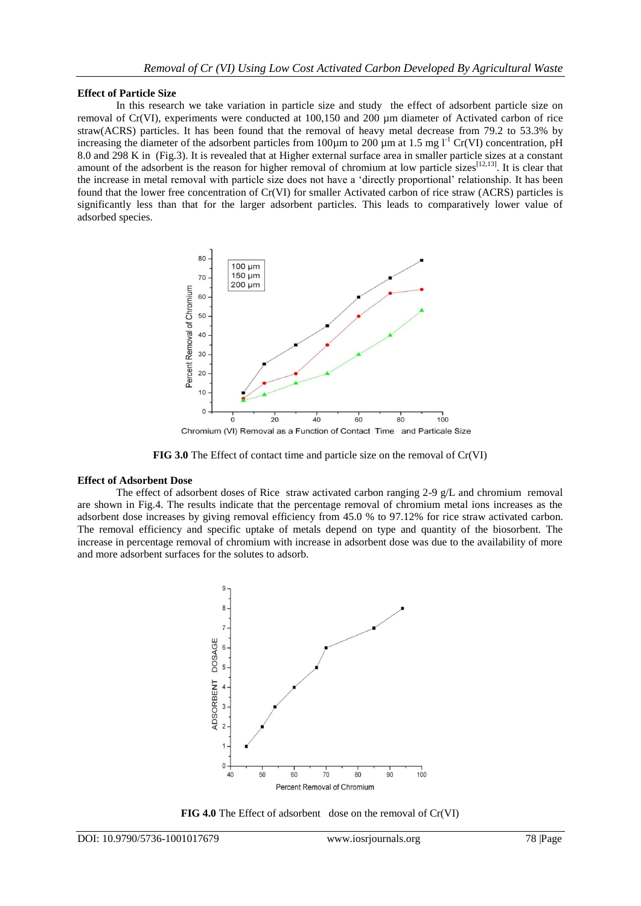**Effect of Particle Size**

In this research we take variation in particle size and study the effect of adsorbent particle size on removal of Cr(VI), experiments were conducted at 100,150 and 200 μm diameter of Activated carbon of rice straw(ACRS) particles. It has been found that the removal of heavy metal decrease from 79.2 to 53.3% by increasing the diameter of the adsorbent particles from 100μm to 200 μm at 1.5 mg $l^{-1}$ Cr(VI) concentration, pH 8.0 and 298 K in (Fig.3). It is revealed that at Higher external surface area in smaller particle sizes at a constant amount of the adsorbent is the reason for higher removal of chromium at low particle sizes[12,13]. It is clear that the increase in metal removal with particle size does not have a 'directly proportional' relationship. It has been found that the lower free concentration of Cr(VI) for smaller Activated carbon of rice straw (ACRS) particles is significantly less than that for the larger adsorbent particles. This leads to comparatively lower value of adsorbed species.

**FIG 3.0** The Effect of contact time and particle size on the removal of Cr(VI)

**Effect of Adsorbent Dose**

The effect of adsorbent doses of Rice straw activated carbon ranging 2-9 g/L and chromium removal are shown in Fig.4. The results indicate that the percentage removal of chromium metal ions increases as the adsorbent dose increases by giving removal efficiency from 45.0 % to 97.12% for rice straw activated carbon. The removal efficiency and specific uptake of metals depend on type and quantity of the biosorbent. The increase in percentage removal of chromium with increase in adsorbent dose was due to the availability of more and more adsorbent surfaces for the solutes to adsorb.

**FIG 4.0** The Effect of adsorbent dose on the removal of Cr(VI)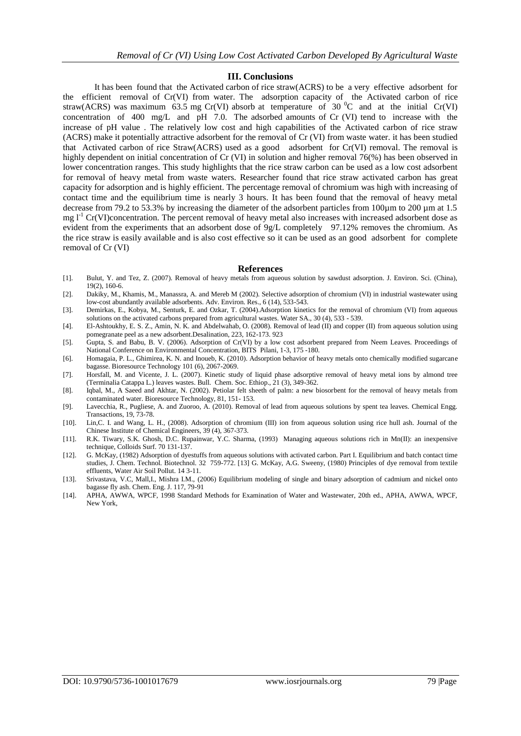### III. Conclusions

It has been found that the Activated carbon of rice straw(ACRS) to be a very effective adsorbent for the efficient removal of Cr(VI) from water. The adsorption capacity of the Activated carbon of rice straw(ACRS) was maximum 63.5 mg Cr(VI) absorb at temperature of 30 $^0$C and at the initial Cr(VI) concentration of 400 mg/L and pH 7.0. The adsorbed amounts of Cr (VI) tend to increase with the increase of pH value . The relatively low cost and high capabilities of the Activated carbon of rice straw (ACRS) make it potentially attractive adsorbent for the removal of Cr (VI) from waste water. it has been studied that Activated carbon of rice Straw(ACRS) used as a good adsorbent for Cr(VI) removal. The removal is highly dependent on initial concentration of Cr (VI) in solution and higher removal 76(%) has been observed in lower concentration ranges. This study highlights that the rice straw carbon can be used as a low cost adsorbent for removal of heavy metal from waste waters. Researcher found that rice straw activated carbon has great capacity for adsorption and is highly efficient. The percentage removal of chromium was high with increasing of contact time and the equilibrium time is nearly 3 hours. It has been found that the removal of heavy metal decrease from 79.2 to 53.3% by increasing the diameter of the adsorbent particles from 100µm to 200 µm at 1.5 mg $l^{-1}$ Cr(VI)concentration. The percent removal of heavy metal also increases with increased adsorbent dose as evident from the experiments that an adsorbent dose of 9g/L completely 97.12% removes the chromium. As the rice straw is easily available and is also cost effective so it can be used as an good adsorbent for complete removal of Cr (VI)

### References

[1]. Bulut, Y. and Tez, Z. (2007). Removal of heavy metals from aqueous solution by sawdust adsorption. J. Environ. Sci. (China), 19(2), 160-6.

[2]. Dakiky, M., Khamis, M., Manassra, A. and Mereb M (2002). Selective adsorption of chromium (VI) in industrial wastewater using low-cost abundantly available adsorbents. Adv. Environ. Res., 6 (14), 533-543.

[3]. Demirkas, E., Kobya, M., Senturk, E. and Ozkar, T. (2004).Adsorption kinetics for the removal of chromium (VI) from aqueous solutions on the activated carbons prepared from agricultural wastes. Water SA., 30 (4), 533 - 539.

[4]. El-Ashtoukhy, E. S. Z., Amin, N. K. and Abdelwahab, O. (2008). Removal of lead (II) and copper (II) from aqueous solution using pomegranate peel as a new adsorbent.Desalination, 223, 162-173. 923

[5]. Gupta, S. and Babu, B. V. (2006). Adsorption of Cr(VI) by a low cost adsorbent prepared from Neem Leaves. Proceedings of National Conference on Environmental Concentration, BITS Pilani, 1-3, 175 -180.

[6]. Homagaia, P. L., Ghimirea, K. N. and Inoueb, K. (2010). Adsorption behavior of heavy metals onto chemically modified sugarcane bagasse. Bioresource Technology 101 (6), 2067-2069.

[7]. Horsfall, M. and Vicente, J. L. (2007). Kinetic study of liquid phase adsorptive removal of heavy metal ions by almond tree (Terminalia Catappa L.) leaves wastes. Bull. Chem. Soc. Ethiop., 21 (3), 349-362.

[8]. Iqbal, M., A Saeed and Akhtar, N. (2002). Petiolar felt sheeth of palm: a new biosorbent for the removal of heavy metals from contaminated water. Bioresource Technology, 81, 151- 153.

[9]. Lavecchia, R., Pugliese, A. and Zuoroo, A. (2010). Removal of lead from aqueous solutions by spent tea leaves. Chemical Engg. Transactions, 19, 73-78.

[10]. Lin,C. I. and Wang, L. H., (2008). Adsorption of chromium (III) ion from aqueous solution using rice hull ash. Journal of the Chinese Institute of Chemical Engineers, 39 (4), 367-373.

[11]. R.K. Tiwary, S.K. Ghosh, D.C. Rupainwar, Y.C. Sharma, (1993) Managing aqueous solutions rich in Mn(II): an inexpensive technique, Colloids Surf. 70 131-137.

[12]. G. McKay, (1982) Adsorption of dyestuffs from aqueous solutions with activated carbon. Part I. Equilibrium and batch contact time studies, J. Chem. Technol. Biotechnol. 32 759-772. [13] G. McKay, A.G. Sweeny, (1980) Principles of dye removal from textile effluents, Water Air Soil Pollut. 14 3-11.

[13]. Srivastava, V.C, Mall,I., Mishra I.M., (2006) Equilibrium modeling of single and binary adsorption of cadmium and nickel onto bagasse fly ash. Chem. Eng. J. 117, 79-91

[14]. APHA, AWWA, WPCF, 1998 Standard Methods for Examination of Water and Wastewater, 20th ed., APHA, AWWA, WPCF, New York,